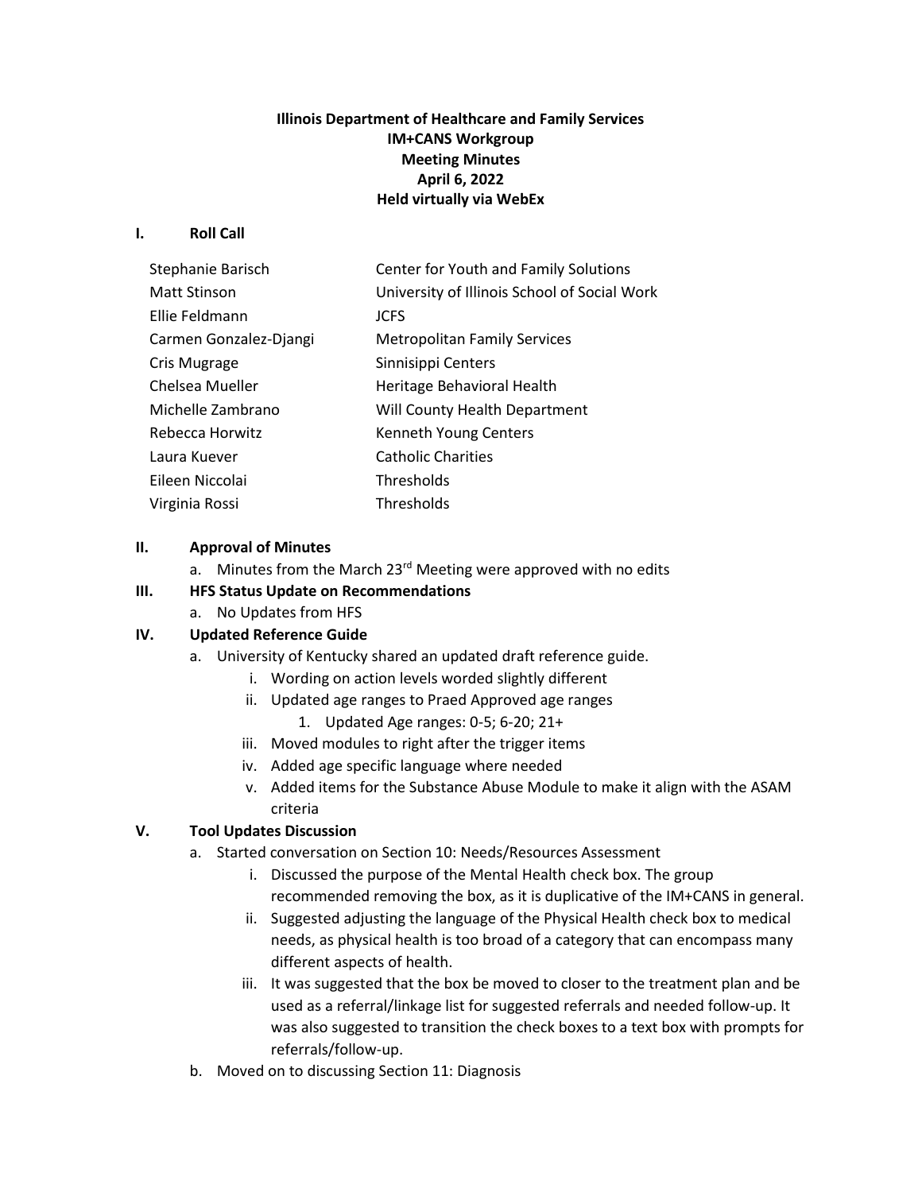**Illinois Department of Healthcare and Family Services**
**IM+CANS Workgroup**
**Meeting Minutes**
**April 6, 2022**
**Held virtually via WebEx**

## I. Roll Call

| | |
|---|---|
| Stephanie Barisch | Center for Youth and Family Solutions |
| Matt Stinson | University of Illinois School of Social Work |
| Ellie Feldmann | JCFS |
| Carmen Gonzalez-Djangi | Metropolitan Family Services |
| Cris Mugrage | Sinnisippi Centers |
| Chelsea Mueller | Heritage Behavioral Health |
| Michelle Zambrano | Will County Health Department |
| Rebecca Horwitz | Kenneth Young Centers |
| Laura Kuever | Catholic Charities |
| Eileen Niccolai | Thresholds |
| Virginia Rossi | Thresholds |

## II. Approval of Minutes

a. Minutes from the March 23rd Meeting were approved with no edits

## III. HFS Status Update on Recommendations

a. No Updates from HFS

## IV. Updated Reference Guide

a. University of Kentucky shared an updated draft reference guide.
   i. Wording on action levels worded slightly different
   ii. Updated age ranges to Praed Approved age ranges
      1. Updated Age ranges: 0-5; 6-20; 21+
   iii. Moved modules to right after the trigger items
   iv. Added age specific language where needed
   v. Added items for the Substance Abuse Module to make it align with the ASAM criteria

## V. Tool Updates Discussion

a. Started conversation on Section 10: Needs/Resources Assessment
   i. Discussed the purpose of the Mental Health check box. The group recommended removing the box, as it is duplicative of the IM+CANS in general.
   ii. Suggested adjusting the language of the Physical Health check box to medical needs, as physical health is too broad of a category that can encompass many different aspects of health.
   iii. It was suggested that the box be moved to closer to the treatment plan and be used as a referral/linkage list for suggested referrals and needed follow-up. It was also suggested to transition the check boxes to a text box with prompts for referrals/follow-up.

b. Moved on to discussing Section 11: Diagnosis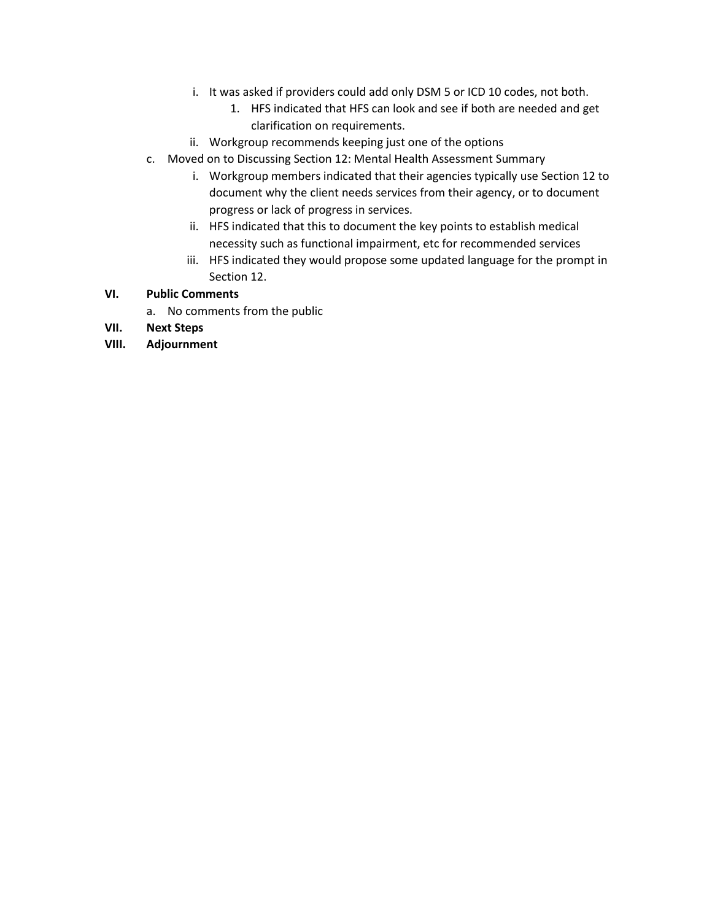i. It was asked if providers could add only DSM 5 or ICD 10 codes, not both.
         1. HFS indicated that HFS can look and see if both are needed and get clarification on requirements.
      ii. Workgroup recommends keeping just one of the options
   c. Moved on to Discussing Section 12: Mental Health Assessment Summary
      i. Workgroup members indicated that their agencies typically use Section 12 to document why the client needs services from their agency, or to document progress or lack of progress in services.
      ii. HFS indicated that this to document the key points to establish medical necessity such as functional impairment, etc for recommended services
      iii. HFS indicated they would propose some updated language for the prompt in Section 12.

**VI. Public Comments**

   a. No comments from the public

**VII. Next Steps**

**VIII. Adjournment**